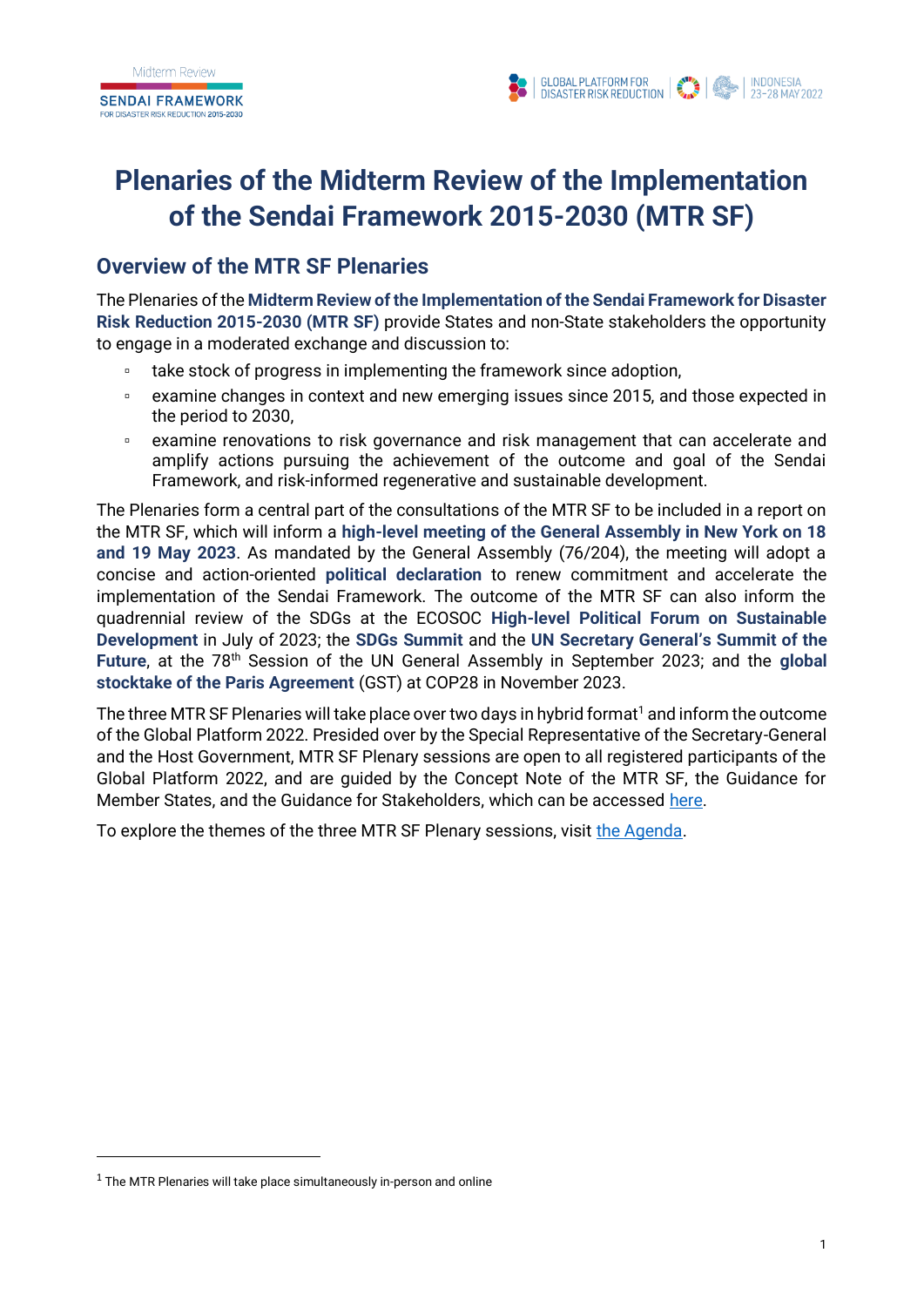# Plenaries of the Midterm Review of the Implementation of the Sendai Framework 2015-2030 (MTR SF)

## Overview of the MTR SF Plenaries

The Plenaries of the **Midterm Review of the Implementation of the Sendai Framework for Disaster Risk Reduction 2015-2030 (MTR SF)** provide States and non-State stakeholders the opportunity to engage in a moderated exchange and discussion to:

- take stock of progress in implementing the framework since adoption,
- examine changes in context and new emerging issues since 2015, and those expected in the period to 2030,
- examine renovations to risk governance and risk management that can accelerate and amplify actions pursuing the achievement of the outcome and goal of the Sendai Framework, and risk-informed regenerative and sustainable development.

The Plenaries form a central part of the consultations of the MTR SF to be included in a report on the MTR SF, which will inform a **high-level meeting of the General Assembly in New York on 18 and 19 May 2023**. As mandated by the General Assembly (76/204), the meeting will adopt a concise and action-oriented **political declaration** to renew commitment and accelerate the implementation of the Sendai Framework. The outcome of the MTR SF can also inform the quadrennial review of the SDGs at the ECOSOC **High-level Political Forum on Sustainable Development** in July of 2023; the **SDGs Summit** and the **UN Secretary General's Summit of the Future**, at the 78th Session of the UN General Assembly in September 2023; and the **global stocktake of the Paris Agreement** (GST) at COP28 in November 2023.

The three MTR SF Plenaries will take place over two days in hybrid format[1] and inform the outcome of the Global Platform 2022. Presided over by the Special Representative of the Secretary-General and the Host Government, MTR SF Plenary sessions are open to all registered participants of the Global Platform 2022, and are guided by the Concept Note of the MTR SF, the Guidance for Member States, and the Guidance for Stakeholders, which can be accessed here.

To explore the themes of the three MTR SF Plenary sessions, visit the Agenda.

---

[1] The MTR Plenaries will take place simultaneously in-person and online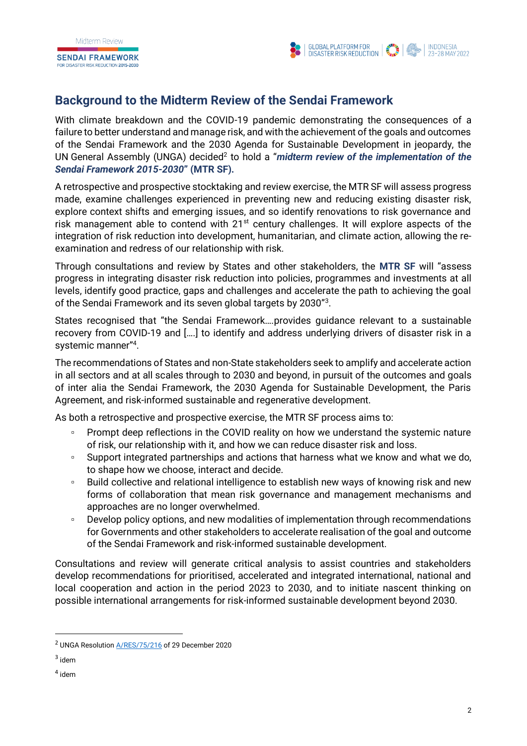## Background to the Midterm Review of the Sendai Framework

With climate breakdown and the COVID-19 pandemic demonstrating the consequences of a failure to better understand and manage risk, and with the achievement of the goals and outcomes of the Sendai Framework and the 2030 Agenda for Sustainable Development in jeopardy, the UN General Assembly (UNGA) decided[2] to hold a "***midterm review of the implementation of the Sendai Framework 2015-2030*" (MTR SF).**

A retrospective and prospective stocktaking and review exercise, the MTR SF will assess progress made, examine challenges experienced in preventing new and reducing existing disaster risk, explore context shifts and emerging issues, and so identify renovations to risk governance and risk management able to contend with 21st century challenges. It will explore aspects of the integration of risk reduction into development, humanitarian, and climate action, allowing the re-examination and redress of our relationship with risk.

Through consultations and review by States and other stakeholders, the **MTR SF** will "assess progress in integrating disaster risk reduction into policies, programmes and investments at all levels, identify good practice, gaps and challenges and accelerate the path to achieving the goal of the Sendai Framework and its seven global targets by 2030"[3].

States recognised that "the Sendai Framework….provides guidance relevant to a sustainable recovery from COVID-19 and [….] to identify and address underlying drivers of disaster risk in a systemic manner"[4].

The recommendations of States and non-State stakeholders seek to amplify and accelerate action in all sectors and at all scales through to 2030 and beyond, in pursuit of the outcomes and goals of inter alia the Sendai Framework, the 2030 Agenda for Sustainable Development, the Paris Agreement, and risk-informed sustainable and regenerative development.

As both a retrospective and prospective exercise, the MTR SF process aims to:

- Prompt deep reflections in the COVID reality on how we understand the systemic nature of risk, our relationship with it, and how we can reduce disaster risk and loss.
- Support integrated partnerships and actions that harness what we know and what we do, to shape how we choose, interact and decide.
- Build collective and relational intelligence to establish new ways of knowing risk and new forms of collaboration that mean risk governance and management mechanisms and approaches are no longer overwhelmed.
- Develop policy options, and new modalities of implementation through recommendations for Governments and other stakeholders to accelerate realisation of the goal and outcome of the Sendai Framework and risk-informed sustainable development.

Consultations and review will generate critical analysis to assist countries and stakeholders develop recommendations for prioritised, accelerated and integrated international, national and local cooperation and action in the period 2023 to 2030, and to initiate nascent thinking on possible international arrangements for risk-informed sustainable development beyond 2030.

---

[2] UNGA Resolution A/RES/75/216 of 29 December 2020

[3] idem

[4] idem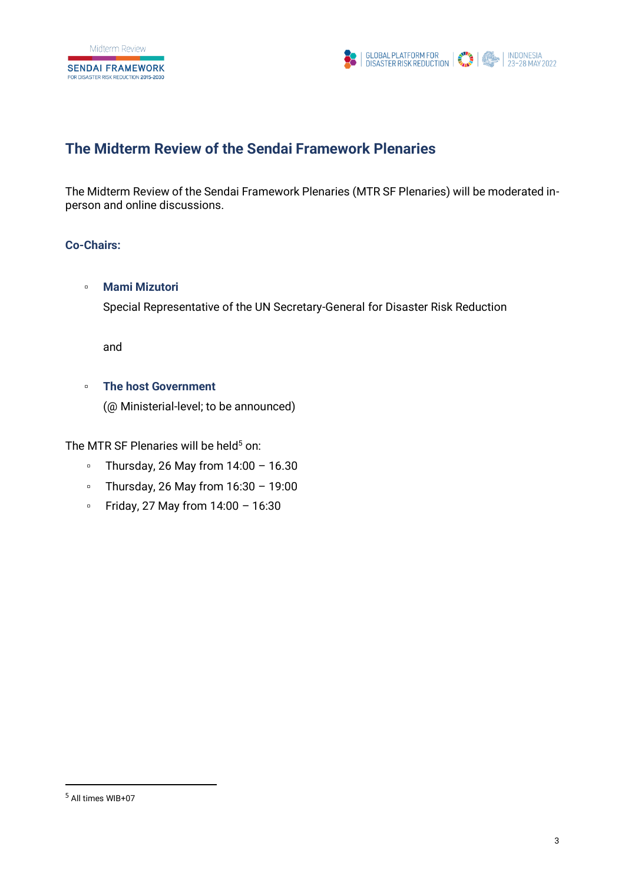## The Midterm Review of the Sendai Framework Plenaries

The Midterm Review of the Sendai Framework Plenaries (MTR SF Plenaries) will be moderated in-person and online discussions.

### Co-Chairs:

- **Mami Mizutori**

  Special Representative of the UN Secretary-General for Disaster Risk Reduction

  and

- **The host Government**

  (@ Ministerial-level; to be announced)

The MTR SF Plenaries will be held[5] on:

- Thursday, 26 May from 14:00 – 16.30
- Thursday, 26 May from 16:30 – 19:00
- Friday, 27 May from 14:00 – 16:30

[5] All times WIB+07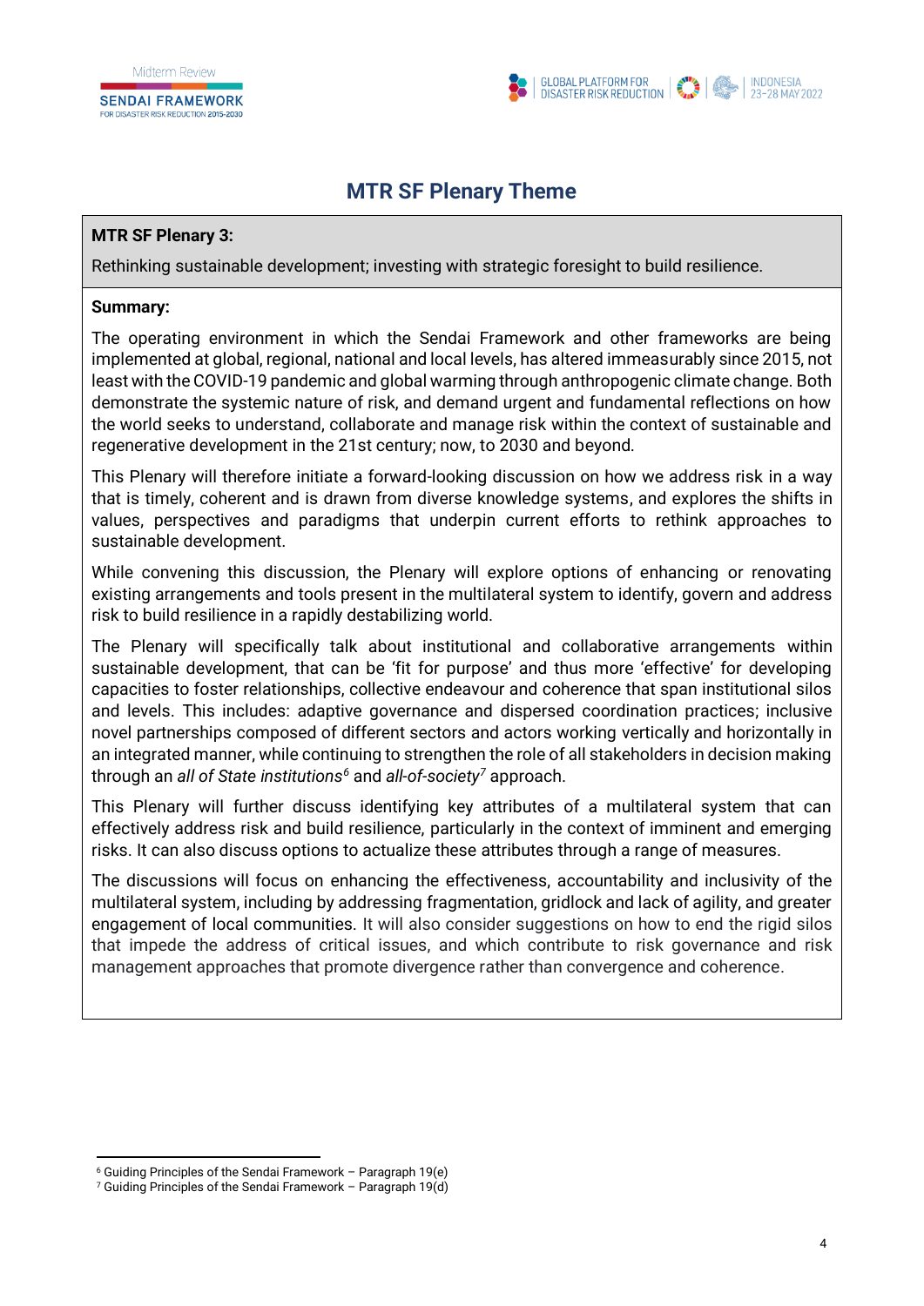## MTR SF Plenary Theme

**MTR SF Plenary 3:**

Rethinking sustainable development; investing with strategic foresight to build resilience.

**Summary:**

The operating environment in which the Sendai Framework and other frameworks are being implemented at global, regional, national and local levels, has altered immeasurably since 2015, not least with the COVID-19 pandemic and global warming through anthropogenic climate change. Both demonstrate the systemic nature of risk, and demand urgent and fundamental reflections on how the world seeks to understand, collaborate and manage risk within the context of sustainable and regenerative development in the 21st century; now, to 2030 and beyond.

This Plenary will therefore initiate a forward-looking discussion on how we address risk in a way that is timely, coherent and is drawn from diverse knowledge systems, and explores the shifts in values, perspectives and paradigms that underpin current efforts to rethink approaches to sustainable development.

While convening this discussion, the Plenary will explore options of enhancing or renovating existing arrangements and tools present in the multilateral system to identify, govern and address risk to build resilience in a rapidly destabilizing world.

The Plenary will specifically talk about institutional and collaborative arrangements within sustainable development, that can be 'fit for purpose' and thus more 'effective' for developing capacities to foster relationships, collective endeavour and coherence that span institutional silos and levels. This includes: adaptive governance and dispersed coordination practices; inclusive novel partnerships composed of different sectors and actors working vertically and horizontally in an integrated manner, while continuing to strengthen the role of all stakeholders in decision making through an *all of State institutions*[6] and *all-of-society*[7] approach.

This Plenary will further discuss identifying key attributes of a multilateral system that can effectively address risk and build resilience, particularly in the context of imminent and emerging risks. It can also discuss options to actualize these attributes through a range of measures.

The discussions will focus on enhancing the effectiveness, accountability and inclusivity of the multilateral system, including by addressing fragmentation, gridlock and lack of agility, and greater engagement of local communities. It will also consider suggestions on how to end the rigid silos that impede the address of critical issues, and which contribute to risk governance and risk management approaches that promote divergence rather than convergence and coherence.

---

[6] Guiding Principles of the Sendai Framework – Paragraph 19(e)

[7] Guiding Principles of the Sendai Framework – Paragraph 19(d)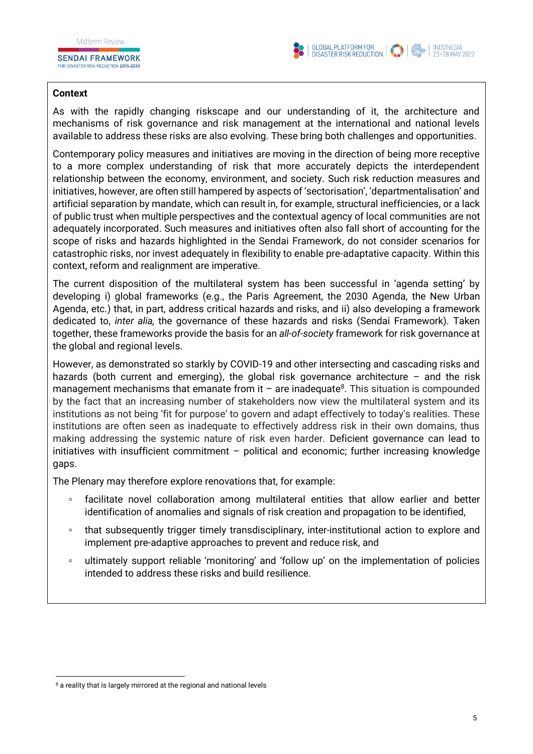**Context**

As with the rapidly changing riskscape and our understanding of it, the architecture and mechanisms of risk governance and risk management at the international and national levels available to address these risks are also evolving. These bring both challenges and opportunities.

Contemporary policy measures and initiatives are moving in the direction of being more receptive to a more complex understanding of risk that more accurately depicts the interdependent relationship between the economy, environment, and society. Such risk reduction measures and initiatives, however, are often still hampered by aspects of 'sectorisation', 'departmentalisation' and artificial separation by mandate, which can result in, for example, structural inefficiencies, or a lack of public trust when multiple perspectives and the contextual agency of local communities are not adequately incorporated. Such measures and initiatives often also fall short of accounting for the scope of risks and hazards highlighted in the Sendai Framework, do not consider scenarios for catastrophic risks, nor invest adequately in flexibility to enable pre-adaptative capacity. Within this context, reform and realignment are imperative.

The current disposition of the multilateral system has been successful in 'agenda setting' by developing i) global frameworks (e.g., the Paris Agreement, the 2030 Agenda, the New Urban Agenda, etc.) that, in part, address critical hazards and risks, and ii) also developing a framework dedicated to, *inter alia,* the governance of these hazards and risks (Sendai Framework). Taken together, these frameworks provide the basis for an *all-of-society* framework for risk governance at the global and regional levels.

However, as demonstrated so starkly by COVID-19 and other intersecting and cascading risks and hazards (both current and emerging), the global risk governance architecture – and the risk management mechanisms that emanate from it – are inadequate[8]. This situation is compounded by the fact that an increasing number of stakeholders now view the multilateral system and its institutions as not being 'fit for purpose' to govern and adapt effectively to today's realities. These institutions are often seen as inadequate to effectively address risk in their own domains, thus making addressing the systemic nature of risk even harder. Deficient governance can lead to initiatives with insufficient commitment – political and economic; further increasing knowledge gaps.

The Plenary may therefore explore renovations that, for example:

- facilitate novel collaboration among multilateral entities that allow earlier and better identification of anomalies and signals of risk creation and propagation to be identified,
- that subsequently trigger timely transdisciplinary, inter-institutional action to explore and implement pre-adaptive approaches to prevent and reduce risk, and
- ultimately support reliable 'monitoring' and 'follow up' on the implementation of policies intended to address these risks and build resilience.

[8] a reality that is largely mirrored at the regional and national levels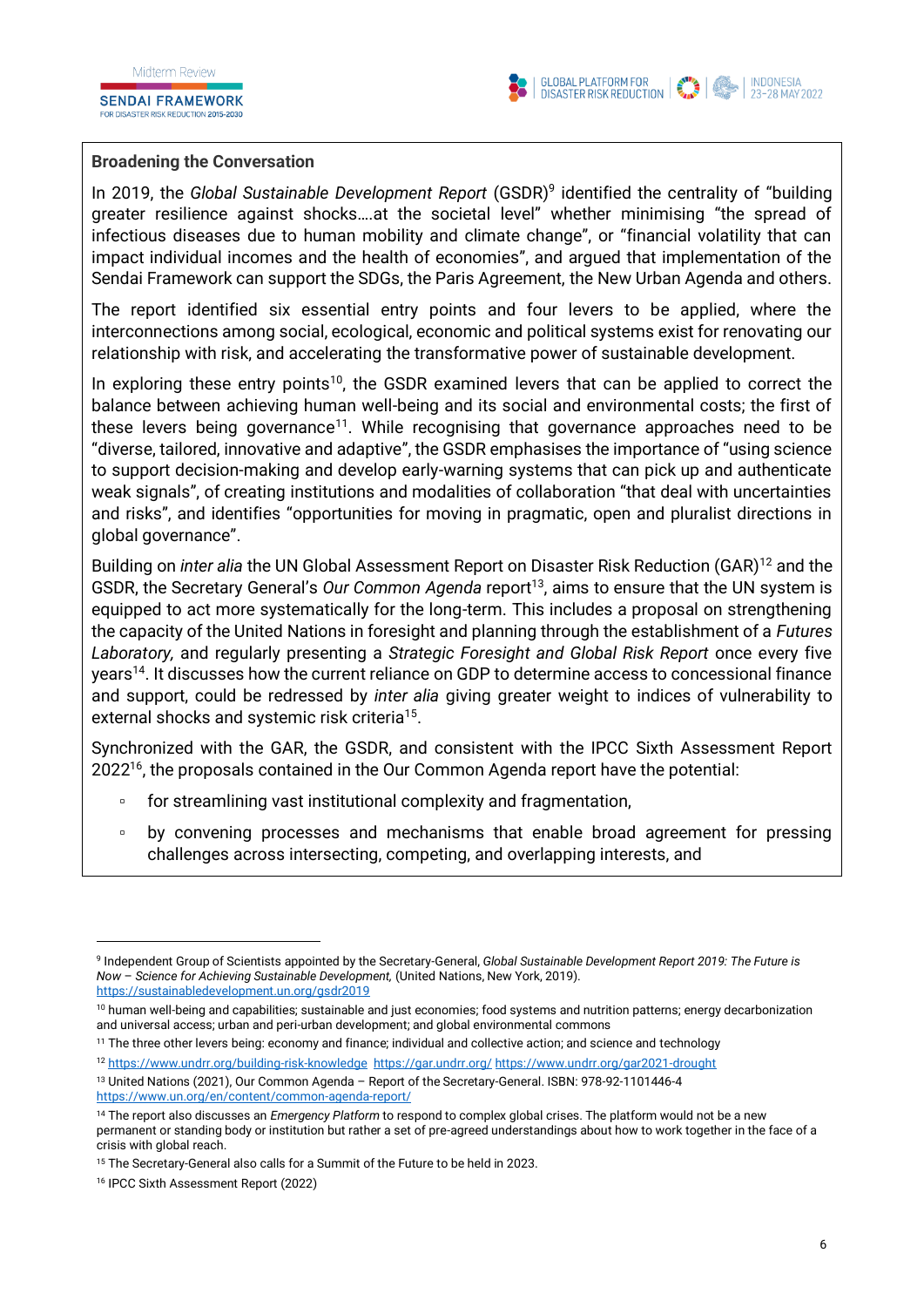**Broadening the Conversation**

In 2019, the *Global Sustainable Development Report* (GSDR)[9] identified the centrality of "building greater resilience against shocks….at the societal level" whether minimising "the spread of infectious diseases due to human mobility and climate change", or "financial volatility that can impact individual incomes and the health of economies", and argued that implementation of the Sendai Framework can support the SDGs, the Paris Agreement, the New Urban Agenda and others.

The report identified six essential entry points and four levers to be applied, where the interconnections among social, ecological, economic and political systems exist for renovating our relationship with risk, and accelerating the transformative power of sustainable development.

In exploring these entry points[10], the GSDR examined levers that can be applied to correct the balance between achieving human well-being and its social and environmental costs; the first of these levers being governance[11]. While recognising that governance approaches need to be "diverse, tailored, innovative and adaptive", the GSDR emphasises the importance of "using science to support decision-making and develop early-warning systems that can pick up and authenticate weak signals", of creating institutions and modalities of collaboration "that deal with uncertainties and risks", and identifies "opportunities for moving in pragmatic, open and pluralist directions in global governance".

Building on *inter alia* the UN Global Assessment Report on Disaster Risk Reduction (GAR)[12] and the GSDR, the Secretary General's *Our Common Agenda* report[13], aims to ensure that the UN system is equipped to act more systematically for the long-term. This includes a proposal on strengthening the capacity of the United Nations in foresight and planning through the establishment of a *Futures Laboratory*, and regularly presenting a *Strategic Foresight and Global Risk Report* once every five years[14]. It discusses how the current reliance on GDP to determine access to concessional finance and support, could be redressed by *inter alia* giving greater weight to indices of vulnerability to external shocks and systemic risk criteria[15].

Synchronized with the GAR, the GSDR, and consistent with the IPCC Sixth Assessment Report 2022[16], the proposals contained in the Our Common Agenda report have the potential:

- for streamlining vast institutional complexity and fragmentation,
- by convening processes and mechanisms that enable broad agreement for pressing challenges across intersecting, competing, and overlapping interests, and

---

[9] Independent Group of Scientists appointed by the Secretary-General, *Global Sustainable Development Report 2019: The Future is Now – Science for Achieving Sustainable Development,* (United Nations, New York, 2019). https://sustainabledevelopment.un.org/gsdr2019

[10] human well-being and capabilities; sustainable and just economies; food systems and nutrition patterns; energy decarbonization and universal access; urban and peri-urban development; and global environmental commons

[11] The three other levers being: economy and finance; individual and collective action; and science and technology

[12] https://www.undrr.org/building-risk-knowledge https://gar.undrr.org/ https://www.undrr.org/gar2021-drought

[13] United Nations (2021), Our Common Agenda – Report of the Secretary-General. ISBN: 978-92-1101446-4 https://www.un.org/en/content/common-agenda-report/

[14] The report also discusses an *Emergency Platform* to respond to complex global crises. The platform would not be a new permanent or standing body or institution but rather a set of pre-agreed understandings about how to work together in the face of a crisis with global reach.

[15] The Secretary-General also calls for a Summit of the Future to be held in 2023.

[16] IPCC Sixth Assessment Report (2022)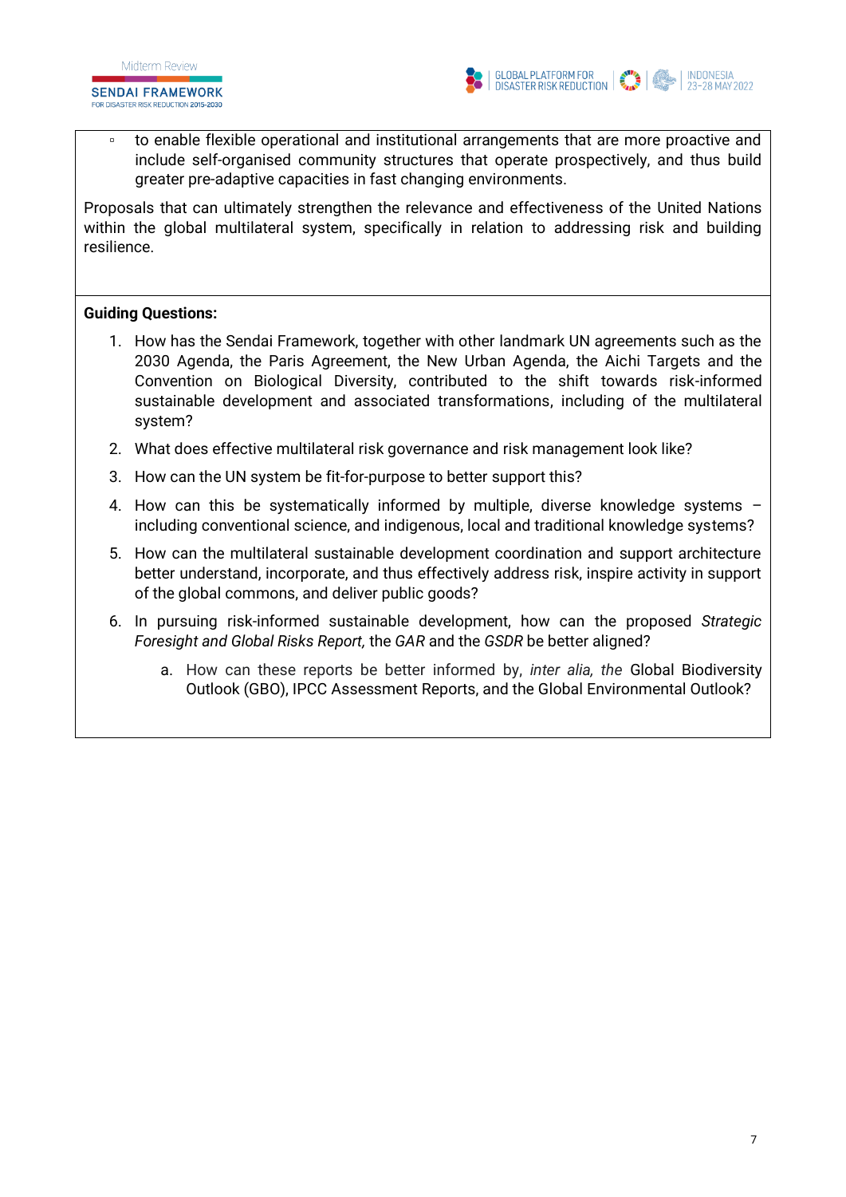- to enable flexible operational and institutional arrangements that are more proactive and include self-organised community structures that operate prospectively, and thus build greater pre-adaptive capacities in fast changing environments.

Proposals that can ultimately strengthen the relevance and effectiveness of the United Nations within the global multilateral system, specifically in relation to addressing risk and building resilience.

**Guiding Questions:**

1. How has the Sendai Framework, together with other landmark UN agreements such as the 2030 Agenda, the Paris Agreement, the New Urban Agenda, the Aichi Targets and the Convention on Biological Diversity, contributed to the shift towards risk-informed sustainable development and associated transformations, including of the multilateral system?
2. What does effective multilateral risk governance and risk management look like?
3. How can the UN system be fit-for-purpose to better support this?
4. How can this be systematically informed by multiple, diverse knowledge systems – including conventional science, and indigenous, local and traditional knowledge systems?
5. How can the multilateral sustainable development coordination and support architecture better understand, incorporate, and thus effectively address risk, inspire activity in support of the global commons, and deliver public goods?
6. In pursuing risk-informed sustainable development, how can the proposed *Strategic Foresight and Global Risks Report,* the *GAR* and the *GSDR* be better aligned?
    a. How can these reports be better informed by, *inter alia, the* Global Biodiversity Outlook (GBO), IPCC Assessment Reports, and the Global Environmental Outlook?